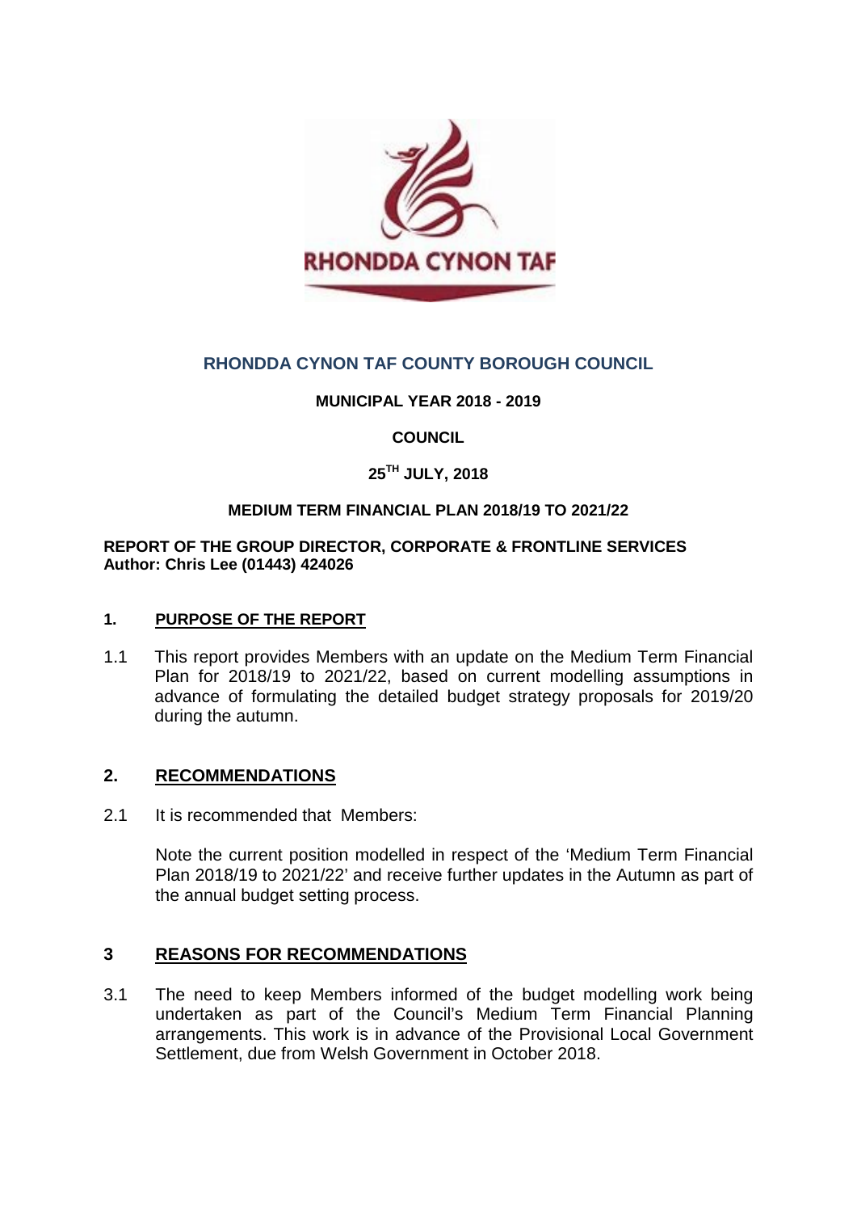RHONDDA CYNON TAF

# RHONDDA CYNON TAF COUNTY BOROUGH COUNCIL

**MUNICIPAL YEAR 2018 - 2019**

**COUNCIL**

**25TH JULY, 2018**

**MEDIUM TERM FINANCIAL PLAN 2018/19 TO 2021/22**

**REPORT OF THE GROUP DIRECTOR, CORPORATE & FRONTLINE SERVICES**
**Author: Chris Lee (01443) 424026**

## 1. PURPOSE OF THE REPORT

1.1 This report provides Members with an update on the Medium Term Financial Plan for 2018/19 to 2021/22, based on current modelling assumptions in advance of formulating the detailed budget strategy proposals for 2019/20 during the autumn.

## 2. RECOMMENDATIONS

2.1 It is recommended that Members:

Note the current position modelled in respect of the 'Medium Term Financial Plan 2018/19 to 2021/22' and receive further updates in the Autumn as part of the annual budget setting process.

## 3 REASONS FOR RECOMMENDATIONS

3.1 The need to keep Members informed of the budget modelling work being undertaken as part of the Council's Medium Term Financial Planning arrangements. This work is in advance of the Provisional Local Government Settlement, due from Welsh Government in October 2018.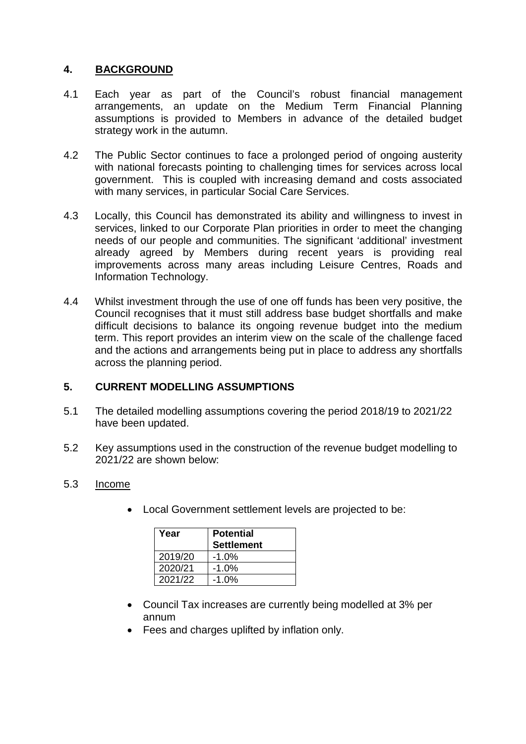## 4. BACKGROUND

4.1 Each year as part of the Council's robust financial management arrangements, an update on the Medium Term Financial Planning assumptions is provided to Members in advance of the detailed budget strategy work in the autumn.

4.2 The Public Sector continues to face a prolonged period of ongoing austerity with national forecasts pointing to challenging times for services across local government. This is coupled with increasing demand and costs associated with many services, in particular Social Care Services.

4.3 Locally, this Council has demonstrated its ability and willingness to invest in services, linked to our Corporate Plan priorities in order to meet the changing needs of our people and communities. The significant 'additional' investment already agreed by Members during recent years is providing real improvements across many areas including Leisure Centres, Roads and Information Technology.

4.4 Whilst investment through the use of one off funds has been very positive, the Council recognises that it must still address base budget shortfalls and make difficult decisions to balance its ongoing revenue budget into the medium term. This report provides an interim view on the scale of the challenge faced and the actions and arrangements being put in place to address any shortfalls across the planning period.

## 5. CURRENT MODELLING ASSUMPTIONS

5.1 The detailed modelling assumptions covering the period 2018/19 to 2021/22 have been updated.

5.2 Key assumptions used in the construction of the revenue budget modelling to 2021/22 are shown below:

5.3 Income

- Local Government settlement levels are projected to be:

| Year | Potential Settlement |
|---|---|
| 2019/20 | -1.0% |
| 2020/21 | -1.0% |
| 2021/22 | -1.0% |

- Council Tax increases are currently being modelled at 3% per annum
- Fees and charges uplifted by inflation only.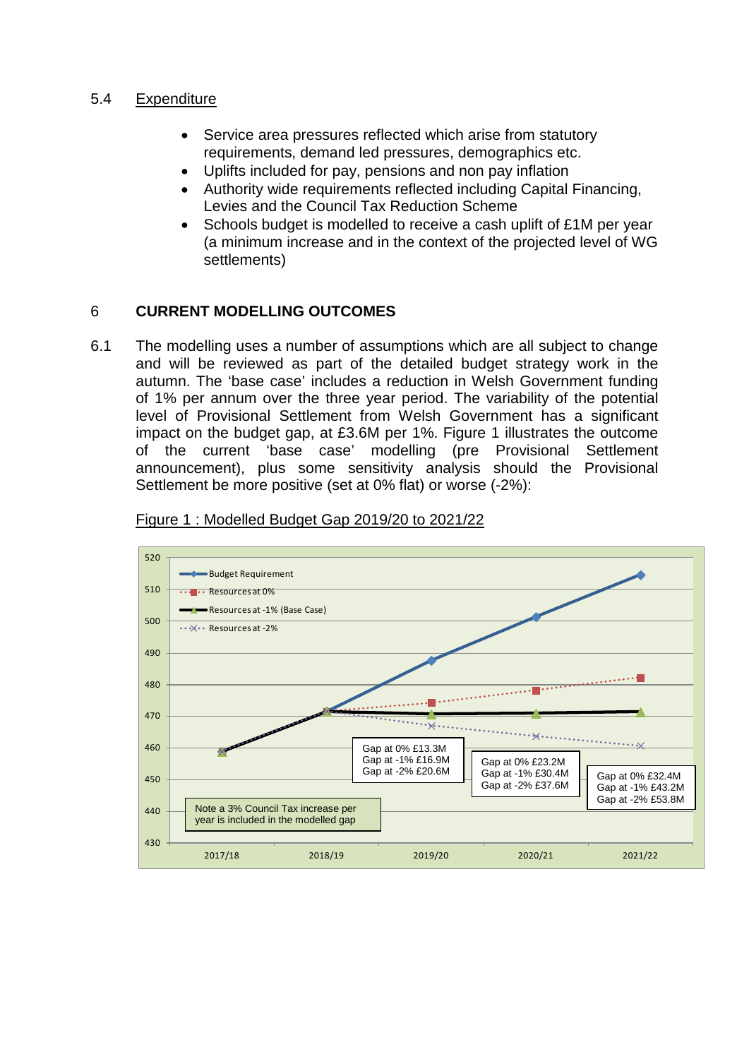## 5.4 Expenditure

- Service area pressures reflected which arise from statutory requirements, demand led pressures, demographics etc.
- Uplifts included for pay, pensions and non pay inflation
- Authority wide requirements reflected including Capital Financing, Levies and the Council Tax Reduction Scheme
- Schools budget is modelled to receive a cash uplift of £1M per year (a minimum increase and in the context of the projected level of WG settlements)

# 6 CURRENT MODELLING OUTCOMES

6.1 The modelling uses a number of assumptions which are all subject to change and will be reviewed as part of the detailed budget strategy work in the autumn. The 'base case' includes a reduction in Welsh Government funding of 1% per annum over the three year period. The variability of the potential level of Provisional Settlement from Welsh Government has a significant impact on the budget gap, at £3.6M per 1%. Figure 1 illustrates the outcome of the current 'base case' modelling (pre Provisional Settlement announcement), plus some sensitivity analysis should the Provisional Settlement be more positive (set at 0% flat) or worse (-2%):

Figure 1 : Modelled Budget Gap 2019/20 to 2021/22

Legend: Budget Requirement; Resources at 0%; Resources at -1% (Base Case); Resources at -2%

| | 2019/20 | 2020/21 | 2021/22 |
|---|---|---|---|
| Gap at 0% | £13.3M | £23.2M | £32.4M |
| Gap at -1% | £16.9M | £30.4M | £43.2M |
| Gap at -2% | £20.6M | £37.6M | £53.8M |

Note a 3% Council Tax increase per year is included in the modelled gap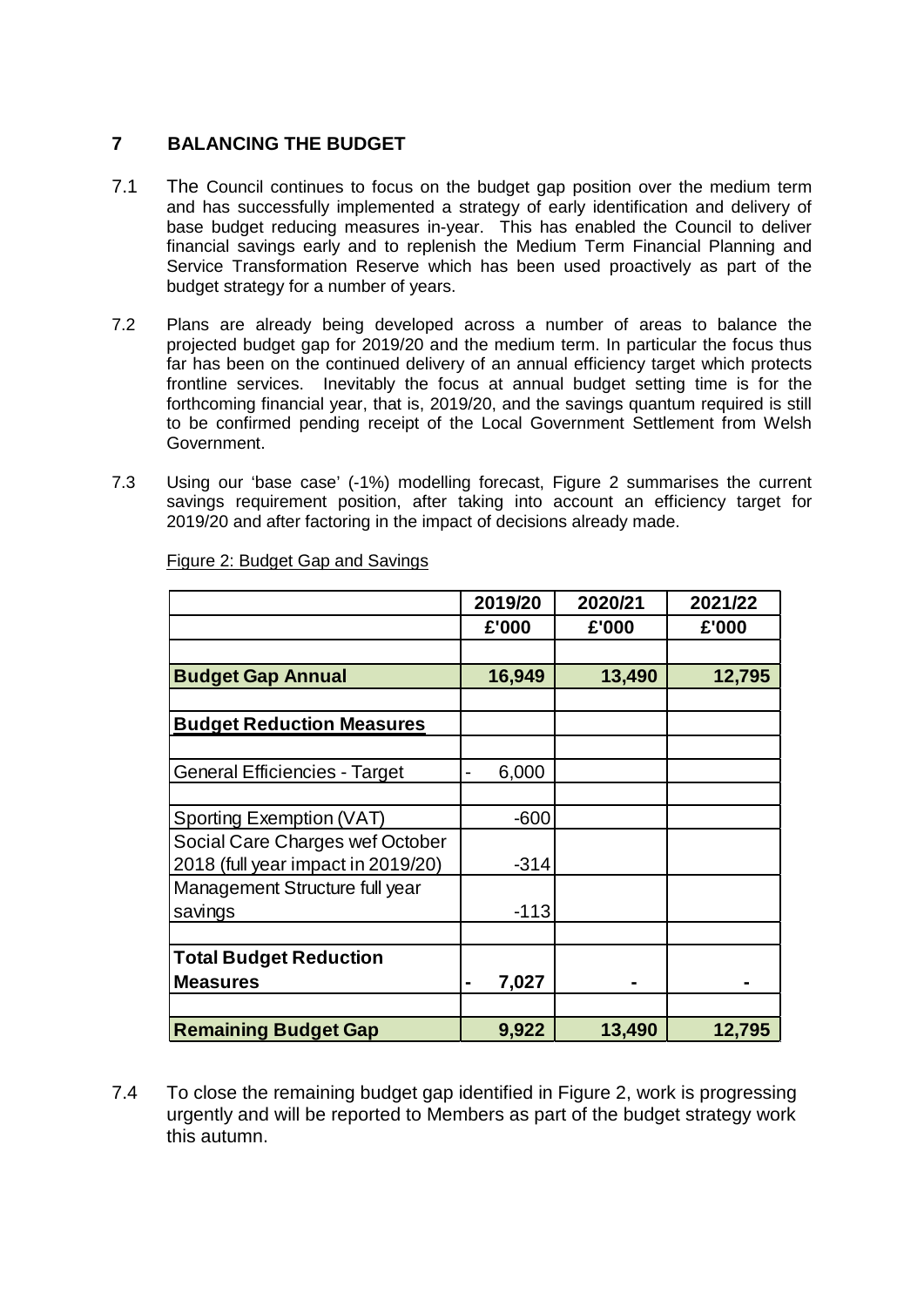## 7 BALANCING THE BUDGET

7.1 The Council continues to focus on the budget gap position over the medium term and has successfully implemented a strategy of early identification and delivery of base budget reducing measures in-year. This has enabled the Council to deliver financial savings early and to replenish the Medium Term Financial Planning and Service Transformation Reserve which has been used proactively as part of the budget strategy for a number of years.

7.2 Plans are already being developed across a number of areas to balance the projected budget gap for 2019/20 and the medium term. In particular the focus thus far has been on the continued delivery of an annual efficiency target which protects frontline services. Inevitably the focus at annual budget setting time is for the forthcoming financial year, that is, 2019/20, and the savings quantum required is still to be confirmed pending receipt of the Local Government Settlement from Welsh Government.

7.3 Using our 'base case' (-1%) modelling forecast, Figure 2 summarises the current savings requirement position, after taking into account an efficiency target for 2019/20 and after factoring in the impact of decisions already made.

Figure 2: Budget Gap and Savings

| | 2019/20 | 2020/21 | 2021/22 |
|---|---|---|---|
| | £'000 | £'000 | £'000 |
| **Budget Gap Annual** | **16,949** | **13,490** | **12,795** |
| **Budget Reduction Measures** | | | |
| General Efficiencies - Target | - 6,000 | | |
| Sporting Exemption (VAT) | -600 | | |
| Social Care Charges wef October 2018 (full year impact in 2019/20) | -314 | | |
| Management Structure full year savings | -113 | | |
| **Total Budget Reduction Measures** | **- 7,027** | **-** | **-** |
| **Remaining Budget Gap** | **9,922** | **13,490** | **12,795** |

7.4 To close the remaining budget gap identified in Figure 2, work is progressing urgently and will be reported to Members as part of the budget strategy work this autumn.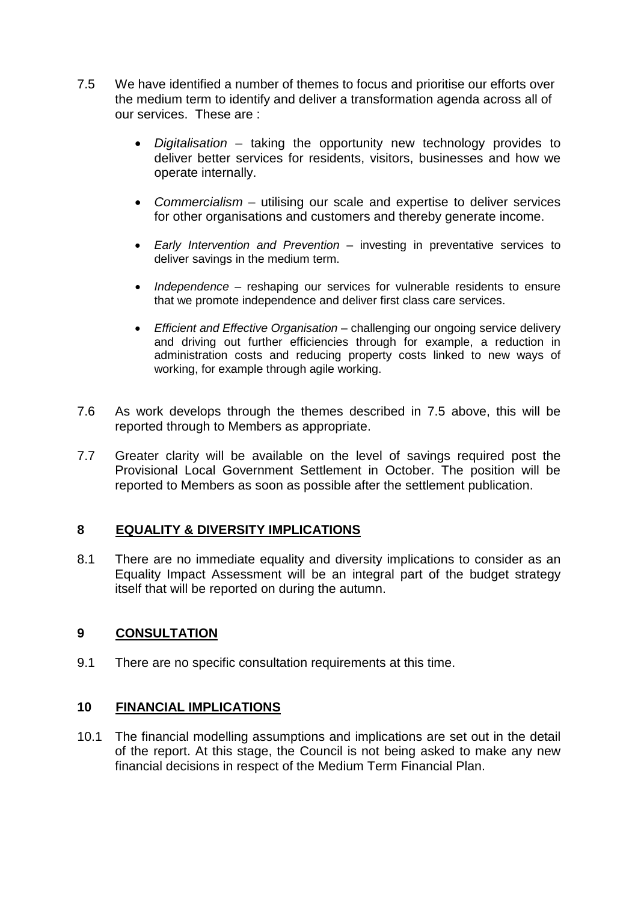7.5 We have identified a number of themes to focus and prioritise our efforts over the medium term to identify and deliver a transformation agenda across all of our services. These are :

- *Digitalisation* – taking the opportunity new technology provides to deliver better services for residents, visitors, businesses and how we operate internally.
- *Commercialism* – utilising our scale and expertise to deliver services for other organisations and customers and thereby generate income.
- *Early Intervention and Prevention* – investing in preventative services to deliver savings in the medium term.
- *Independence* – reshaping our services for vulnerable residents to ensure that we promote independence and deliver first class care services.
- *Efficient and Effective Organisation* – challenging our ongoing service delivery and driving out further efficiencies through for example, a reduction in administration costs and reducing property costs linked to new ways of working, for example through agile working.

7.6 As work develops through the themes described in 7.5 above, this will be reported through to Members as appropriate.

7.7 Greater clarity will be available on the level of savings required post the Provisional Local Government Settlement in October. The position will be reported to Members as soon as possible after the settlement publication.

## 8 EQUALITY & DIVERSITY IMPLICATIONS

8.1 There are no immediate equality and diversity implications to consider as an Equality Impact Assessment will be an integral part of the budget strategy itself that will be reported on during the autumn.

## 9 CONSULTATION

9.1 There are no specific consultation requirements at this time.

## 10 FINANCIAL IMPLICATIONS

10.1 The financial modelling assumptions and implications are set out in the detail of the report. At this stage, the Council is not being asked to make any new financial decisions in respect of the Medium Term Financial Plan.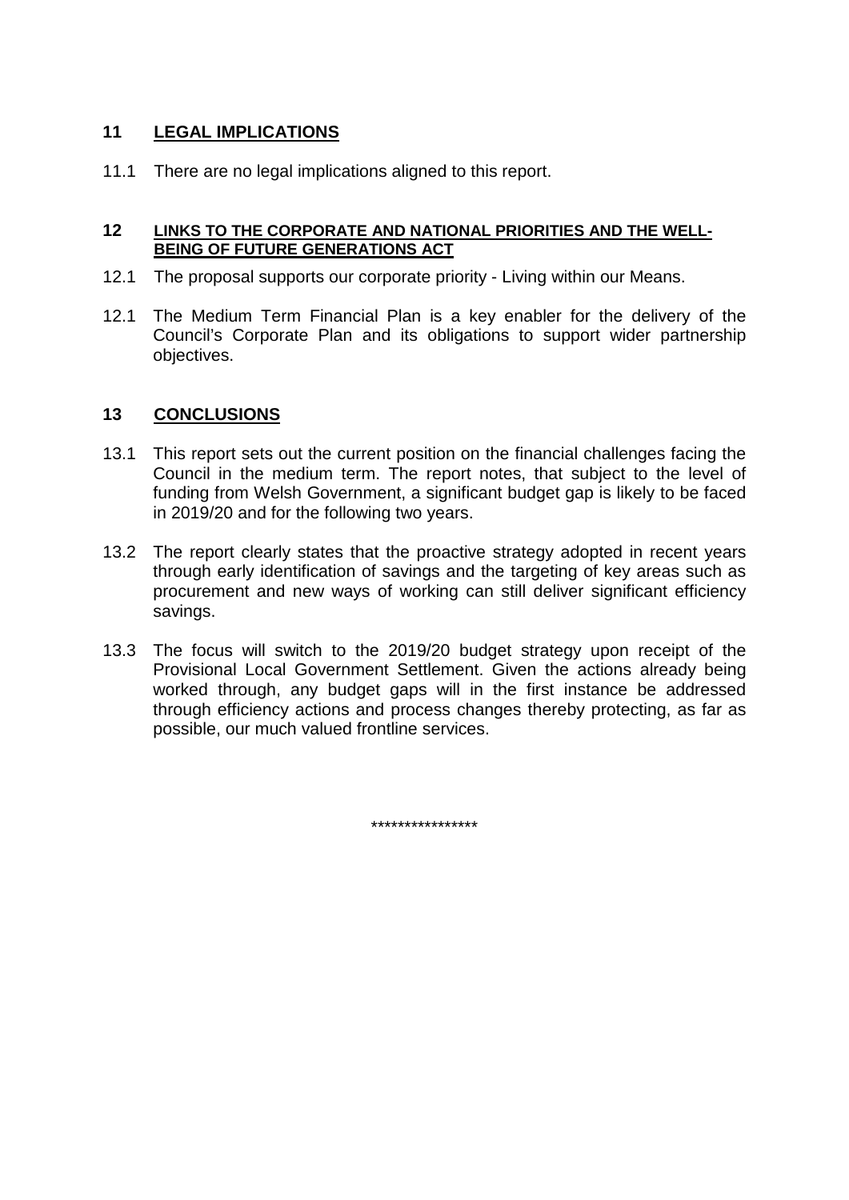## 11 LEGAL IMPLICATIONS

11.1 There are no legal implications aligned to this report.

## 12 LINKS TO THE CORPORATE AND NATIONAL PRIORITIES AND THE WELL-BEING OF FUTURE GENERATIONS ACT

12.1 The proposal supports our corporate priority - Living within our Means.

12.1 The Medium Term Financial Plan is a key enabler for the delivery of the Council's Corporate Plan and its obligations to support wider partnership objectives.

## 13 CONCLUSIONS

13.1 This report sets out the current position on the financial challenges facing the Council in the medium term. The report notes, that subject to the level of funding from Welsh Government, a significant budget gap is likely to be faced in 2019/20 and for the following two years.

13.2 The report clearly states that the proactive strategy adopted in recent years through early identification of savings and the targeting of key areas such as procurement and new ways of working can still deliver significant efficiency savings.

13.3 The focus will switch to the 2019/20 budget strategy upon receipt of the Provisional Local Government Settlement. Given the actions already being worked through, any budget gaps will in the first instance be addressed through efficiency actions and process changes thereby protecting, as far as possible, our much valued frontline services.

****************